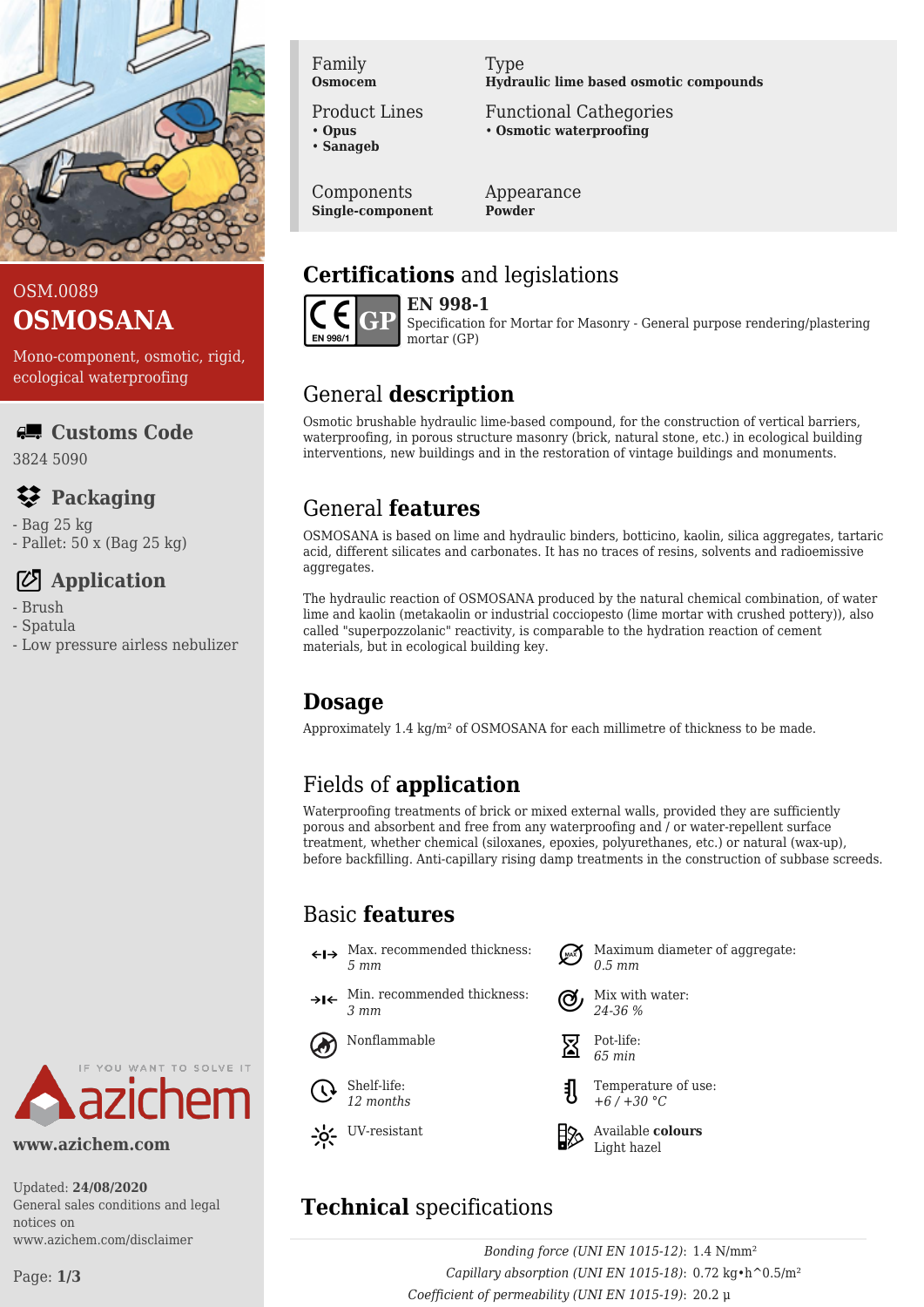OSM.0089

# OSMOSANA

Mono-component, osmotic, rigid, ecological waterproofing

## Customs Code

3824 5090

## Packaging

- Bag 25 kg
- Pallet: 50 x (Bag 25 kg)

## Application

- Brush
- Spatula
- Low pressure airless nebulizer

IF YOU WANT TO SOLVE IT azichem

**www.azichem.com**

Updated: **24/08/2020**
General sales conditions and legal notices on www.azichem.com/disclaimer

| Family | Type |
|---|---|
| **Osmocem** | **Hydraulic lime based osmotic compounds** |
| Product Lines | Functional Cathegories |
| • **Opus**<br>• **Sanageb** | • **Osmotic waterproofing** |
| Components | Appearance |
| **Single-component** | **Powder** |

## Certifications and legislations

CE GP EN 998/1

**EN 998-1**
Specification for Mortar for Masonry - General purpose rendering/plastering mortar (GP)

## General description

Osmotic brushable hydraulic lime-based compound, for the construction of vertical barriers, waterproofing, in porous structure masonry (brick, natural stone, etc.) in ecological building interventions, new buildings and in the restoration of vintage buildings and monuments.

## General features

OSMOSANA is based on lime and hydraulic binders, botticino, kaolin, silica aggregates, tartaric acid, different silicates and carbonates. It has no traces of resins, solvents and radioemissive aggregates.

The hydraulic reaction of OSMOSANA produced by the natural chemical combination, of water lime and kaolin (metakaolin or industrial cocciopesto (lime mortar with crushed pottery)), also called "superpozzolanic" reactivity, is comparable to the hydration reaction of cement materials, but in ecological building key.

## Dosage

Approximately 1.4 kg/m² of OSMOSANA for each millimetre of thickness to be made.

## Fields of application

Waterproofing treatments of brick or mixed external walls, provided they are sufficiently porous and absorbent and free from any waterproofing and / or water-repellent surface treatment, whether chemical (siloxanes, epoxies, polyurethanes, etc.) or natural (wax-up), before backfilling. Anti-capillary rising damp treatments in the construction of subbase screeds.

## Basic features

- Max. recommended thickness: *5 mm*
- Maximum diameter of aggregate: *0.5 mm*
- Min. recommended thickness: *3 mm*
- Mix with water: *24-36 %*
- Nonflammable
- Pot-life: *65 min*
- Shelf-life: *12 months*
- Temperature of use: *+6 / +30 °C*
- UV-resistant
- Available **colours**: Light hazel

## Technical specifications

*Bonding force (UNI EN 1015-12)*: 1.4 N/mm²
*Capillary absorption (UNI EN 1015-18)*: 0.72 kg•h^0.5/m²
*Coefficient of permeability (UNI EN 1015-19)*: 20.2 µ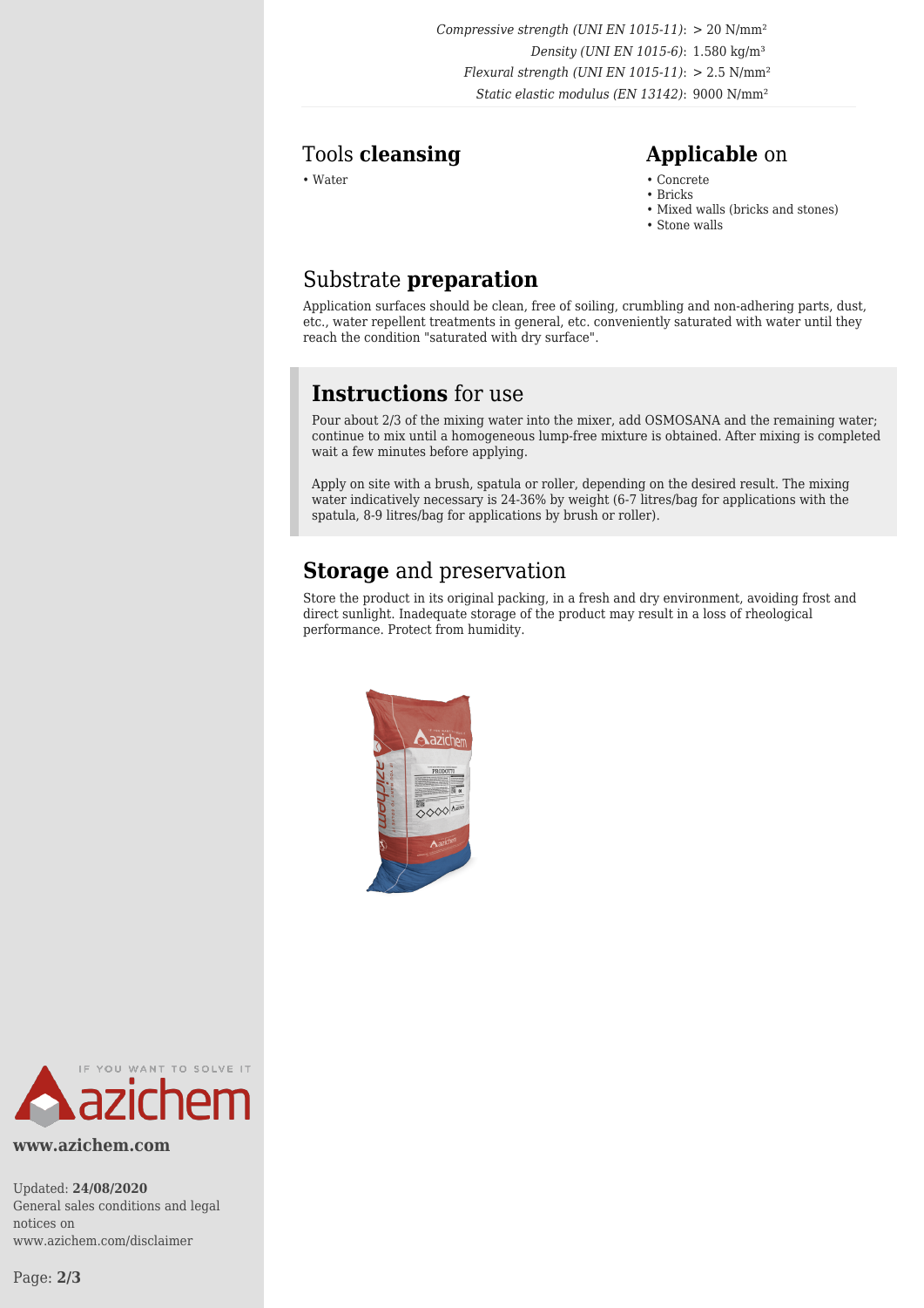*Compressive strength (UNI EN 1015-11)*: > 20 N/mm²
*Density (UNI EN 1015-6)*: 1.580 kg/m³
*Flexural strength (UNI EN 1015-11)*: > 2.5 N/mm²
*Static elastic modulus (EN 13142)*: 9000 N/mm²

## Tools **cleansing**

- Water

## **Applicable** on

- Concrete
- Bricks
- Mixed walls (bricks and stones)
- Stone walls

## Substrate **preparation**

Application surfaces should be clean, free of soiling, crumbling and non-adhering parts, dust, etc., water repellent treatments in general, etc. conveniently saturated with water until they reach the condition "saturated with dry surface".

## **Instructions** for use

Pour about 2/3 of the mixing water into the mixer, add OSMOSANA and the remaining water; continue to mix until a homogeneous lump-free mixture is obtained. After mixing is completed wait a few minutes before applying.

Apply on site with a brush, spatula or roller, depending on the desired result. The mixing water indicatively necessary is 24-36% by weight (6-7 litres/bag for applications with the spatula, 8-9 litres/bag for applications by brush or roller).

## **Storage** and preservation

Store the product in its original packing, in a fresh and dry environment, avoiding frost and direct sunlight. Inadequate storage of the product may result in a loss of rheological performance. Protect from humidity.

**www.azichem.com**

Updated: **24/08/2020**
General sales conditions and legal notices on www.azichem.com/disclaimer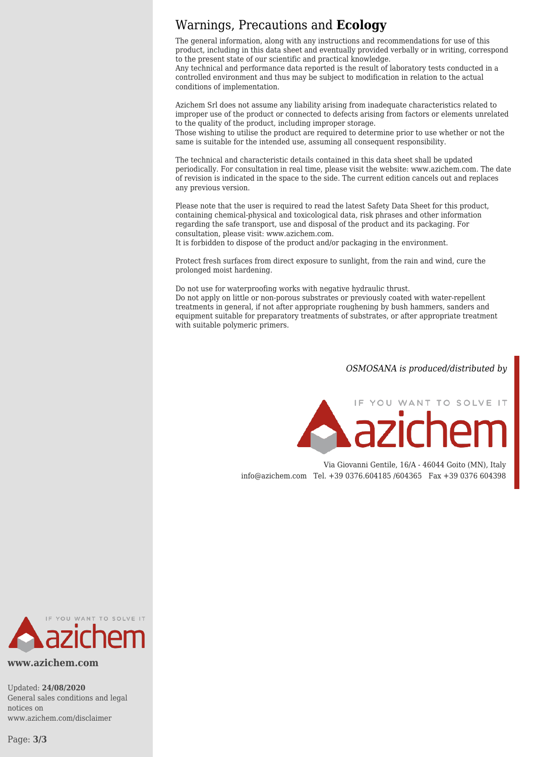# Warnings, Precautions and **Ecology**

The general information, along with any instructions and recommendations for use of this product, including in this data sheet and eventually provided verbally or in writing, correspond to the present state of our scientific and practical knowledge.
Any technical and performance data reported is the result of laboratory tests conducted in a controlled environment and thus may be subject to modification in relation to the actual conditions of implementation.

Azichem Srl does not assume any liability arising from inadequate characteristics related to improper use of the product or connected to defects arising from factors or elements unrelated to the quality of the product, including improper storage.
Those wishing to utilise the product are required to determine prior to use whether or not the same is suitable for the intended use, assuming all consequent responsibility.

The technical and characteristic details contained in this data sheet shall be updated periodically. For consultation in real time, please visit the website: www.azichem.com. The date of revision is indicated in the space to the side. The current edition cancels out and replaces any previous version.

Please note that the user is required to read the latest Safety Data Sheet for this product, containing chemical-physical and toxicological data, risk phrases and other information regarding the safe transport, use and disposal of the product and its packaging. For consultation, please visit: www.azichem.com.
It is forbidden to dispose of the product and/or packaging in the environment.

Protect fresh surfaces from direct exposure to sunlight, from the rain and wind, cure the prolonged moist hardening.

Do not use for waterproofing works with negative hydraulic thrust.
Do not apply on little or non-porous substrates or previously coated with water-repellent treatments in general, if not after appropriate roughening by bush hammers, sanders and equipment suitable for preparatory treatments of substrates, or after appropriate treatment with suitable polymeric primers.

*OSMOSANA is produced/distributed by*

IF YOU WANT TO SOLVE IT
azichem

Via Giovanni Gentile, 16/A - 46044 Goito (MN), Italy
info@azichem.com Tel. +39 0376.604185 /604365 Fax +39 0376 604398

IF YOU WANT TO SOLVE IT
azichem

**www.azichem.com**

Updated: **24/08/2020**
General sales conditions and legal notices on www.azichem.com/disclaimer